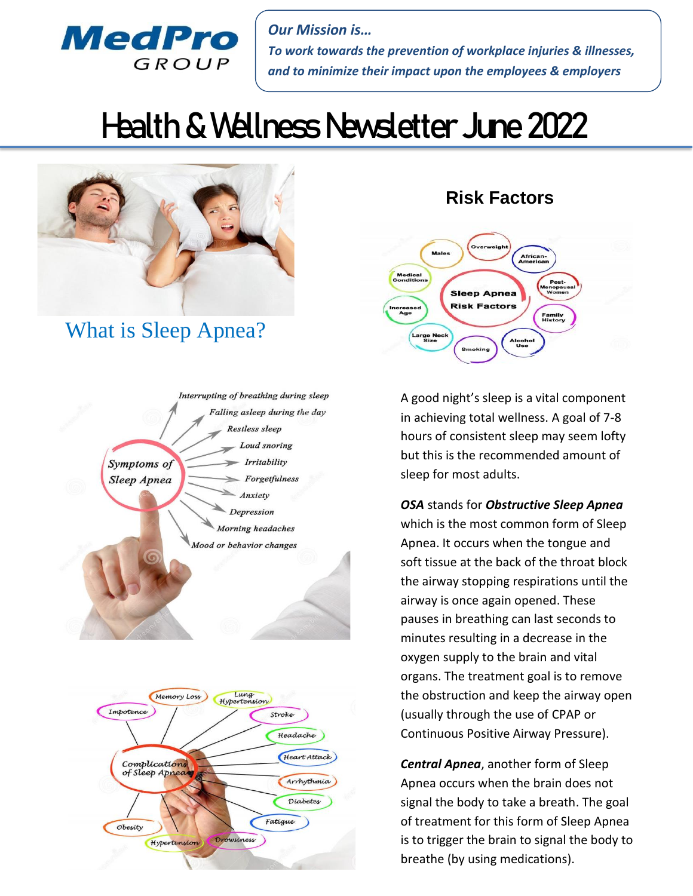MedPro GROUP

*Our Mission is…*
*To work towards the prevention of workplace injuries & illnesses, and to minimize their impact upon the employees & employers*

# Health & Wellness Newsletter June 2022

## What is Sleep Apnea?

## Risk Factors

A good night's sleep is a vital component in achieving total wellness. A goal of 7-8 hours of consistent sleep may seem lofty but this is the recommended amount of sleep for most adults.

***OSA*** stands for ***Obstructive Sleep Apnea*** which is the most common form of Sleep Apnea. It occurs when the tongue and soft tissue at the back of the throat block the airway stopping respirations until the airway is once again opened. These pauses in breathing can last seconds to minutes resulting in a decrease in the oxygen supply to the brain and vital organs. The treatment goal is to remove the obstruction and keep the airway open (usually through the use of CPAP or Continuous Positive Airway Pressure).

***Central Apnea***, another form of Sleep Apnea occurs when the brain does not signal the body to take a breath. The goal of treatment for this form of Sleep Apnea is to trigger the brain to signal the body to breathe (by using medications).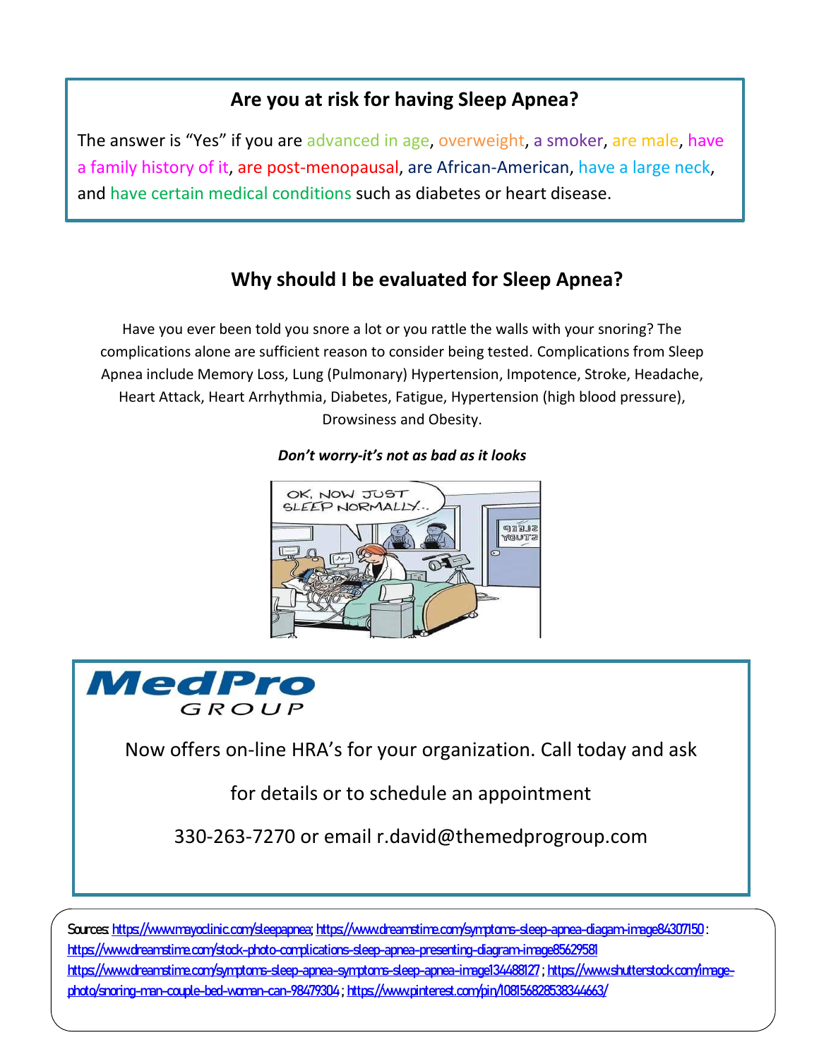## Are you at risk for having Sleep Apnea?

The answer is "Yes" if you are advanced in age, overweight, a smoker, are male, have a family history of it, are post-menopausal, are African-American, have a large neck, and have certain medical conditions such as diabetes or heart disease.

## Why should I be evaluated for Sleep Apnea?

Have you ever been told you snore a lot or you rattle the walls with your snoring? The complications alone are sufficient reason to consider being tested. Complications from Sleep Apnea include Memory Loss, Lung (Pulmonary) Hypertension, Impotence, Stroke, Headache, Heart Attack, Heart Arrhythmia, Diabetes, Fatigue, Hypertension (high blood pressure), Drowsiness and Obesity.

***Don't worry-it's not as bad as it looks***

**MedPro GROUP**

Now offers on-line HRA's for your organization. Call today and ask for details or to schedule an appointment

330-263-7270 or email r.david@themedprogroup.com

Sources: https://www.mayoclinic.com/sleepapnea; https://www.dreamstime.com/symptoms-sleep-apnea-diagam-image84307150 ; https://www.dreamstime.com/stock-photo-complications-sleep-apnea-presenting-diagram-image85629581 https://www.dreamstime.com/symptoms-sleep-apnea-symptoms-sleep-apnea-image134488127 ; https://www.shutterstock.com/image-photo/snoring-man-couple-bed-woman-can-98479304 ; https://www.pinterest.com/pin/108156828538344663/